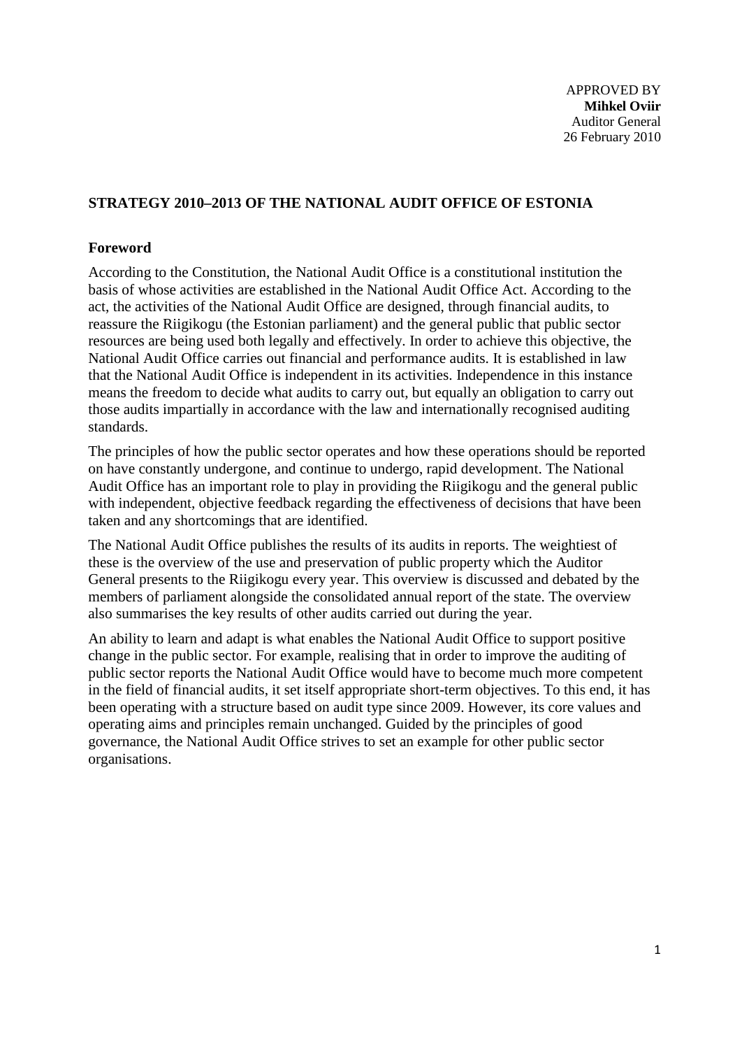APPROVED BY
**Mihkel Oviir**
Auditor General
26 February 2010

# STRATEGY 2010–2013 OF THE NATIONAL AUDIT OFFICE OF ESTONIA

## Foreword

According to the Constitution, the National Audit Office is a constitutional institution the basis of whose activities are established in the National Audit Office Act. According to the act, the activities of the National Audit Office are designed, through financial audits, to reassure the Riigikogu (the Estonian parliament) and the general public that public sector resources are being used both legally and effectively. In order to achieve this objective, the National Audit Office carries out financial and performance audits. It is established in law that the National Audit Office is independent in its activities. Independence in this instance means the freedom to decide what audits to carry out, but equally an obligation to carry out those audits impartially in accordance with the law and internationally recognised auditing standards.

The principles of how the public sector operates and how these operations should be reported on have constantly undergone, and continue to undergo, rapid development. The National Audit Office has an important role to play in providing the Riigikogu and the general public with independent, objective feedback regarding the effectiveness of decisions that have been taken and any shortcomings that are identified.

The National Audit Office publishes the results of its audits in reports. The weightiest of these is the overview of the use and preservation of public property which the Auditor General presents to the Riigikogu every year. This overview is discussed and debated by the members of parliament alongside the consolidated annual report of the state. The overview also summarises the key results of other audits carried out during the year.

An ability to learn and adapt is what enables the National Audit Office to support positive change in the public sector. For example, realising that in order to improve the auditing of public sector reports the National Audit Office would have to become much more competent in the field of financial audits, it set itself appropriate short-term objectives. To this end, it has been operating with a structure based on audit type since 2009. However, its core values and operating aims and principles remain unchanged. Guided by the principles of good governance, the National Audit Office strives to set an example for other public sector organisations.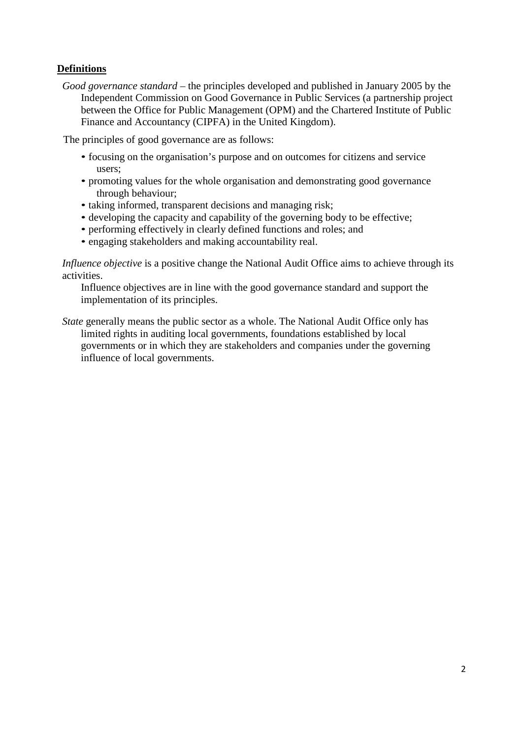## Definitions

*Good governance standard* – the principles developed and published in January 2005 by the Independent Commission on Good Governance in Public Services (a partnership project between the Office for Public Management (OPM) and the Chartered Institute of Public Finance and Accountancy (CIPFA) in the United Kingdom).

The principles of good governance are as follows:

- focusing on the organisation's purpose and on outcomes for citizens and service users;
- promoting values for the whole organisation and demonstrating good governance through behaviour;
- taking informed, transparent decisions and managing risk;
- developing the capacity and capability of the governing body to be effective;
- performing effectively in clearly defined functions and roles; and
- engaging stakeholders and making accountability real.

*Influence objective* is a positive change the National Audit Office aims to achieve through its activities.

Influence objectives are in line with the good governance standard and support the implementation of its principles.

*State* generally means the public sector as a whole. The National Audit Office only has limited rights in auditing local governments, foundations established by local governments or in which they are stakeholders and companies under the governing influence of local governments.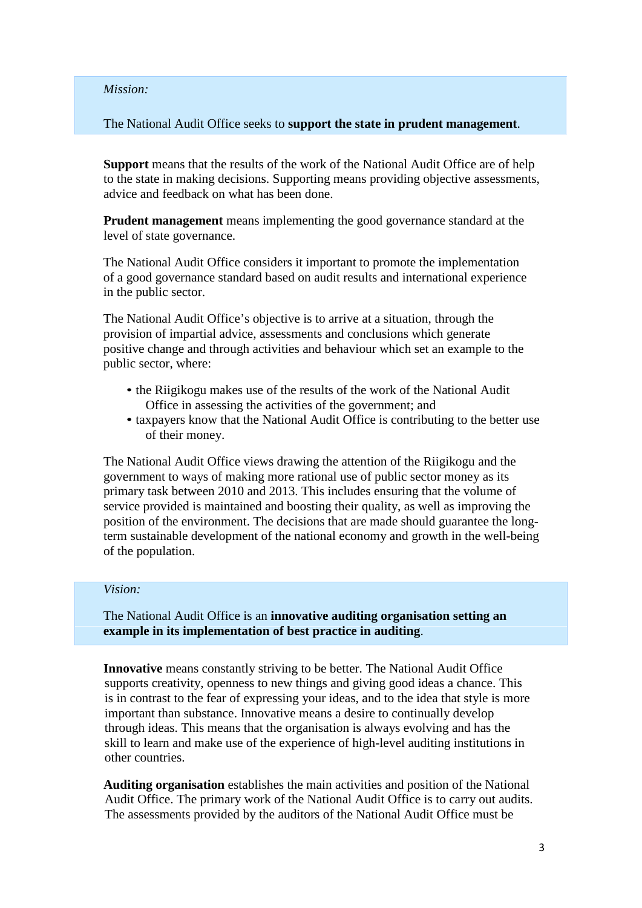*Mission:*

The National Audit Office seeks to **support the state in prudent management**.

**Support** means that the results of the work of the National Audit Office are of help to the state in making decisions. Supporting means providing objective assessments, advice and feedback on what has been done.

**Prudent management** means implementing the good governance standard at the level of state governance.

The National Audit Office considers it important to promote the implementation of a good governance standard based on audit results and international experience in the public sector.

The National Audit Office's objective is to arrive at a situation, through the provision of impartial advice, assessments and conclusions which generate positive change and through activities and behaviour which set an example to the public sector, where:

- the Riigikogu makes use of the results of the work of the National Audit Office in assessing the activities of the government; and
- taxpayers know that the National Audit Office is contributing to the better use of their money.

The National Audit Office views drawing the attention of the Riigikogu and the government to ways of making more rational use of public sector money as its primary task between 2010 and 2013. This includes ensuring that the volume of service provided is maintained and boosting their quality, as well as improving the position of the environment. The decisions that are made should guarantee the long-term sustainable development of the national economy and growth in the well-being of the population.

*Vision:*

The National Audit Office is an **innovative auditing organisation setting an example in its implementation of best practice in auditing**.

**Innovative** means constantly striving to be better. The National Audit Office supports creativity, openness to new things and giving good ideas a chance. This is in contrast to the fear of expressing your ideas, and to the idea that style is more important than substance. Innovative means a desire to continually develop through ideas. This means that the organisation is always evolving and has the skill to learn and make use of the experience of high-level auditing institutions in other countries.

**Auditing organisation** establishes the main activities and position of the National Audit Office. The primary work of the National Audit Office is to carry out audits. The assessments provided by the auditors of the National Audit Office must be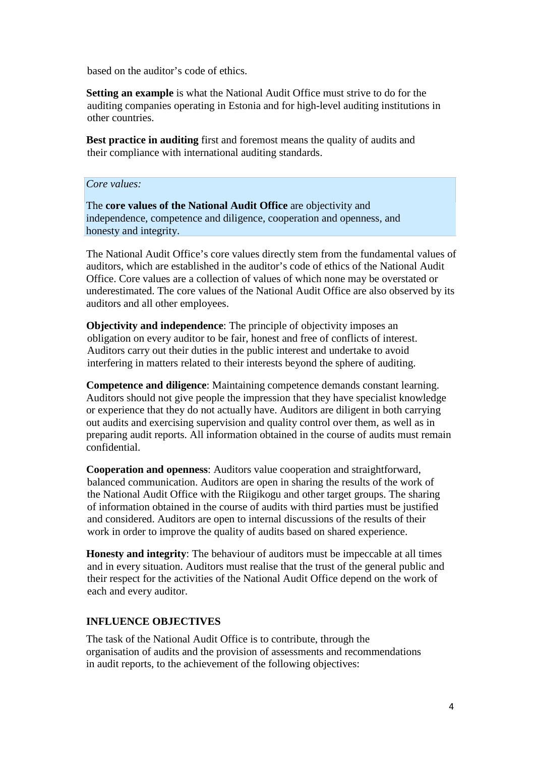based on the auditor's code of ethics.

**Setting an example** is what the National Audit Office must strive to do for the auditing companies operating in Estonia and for high-level auditing institutions in other countries.

**Best practice in auditing** first and foremost means the quality of audits and their compliance with international auditing standards.

*Core values:*

The **core values of the National Audit Office** are objectivity and independence, competence and diligence, cooperation and openness, and honesty and integrity.

The National Audit Office's core values directly stem from the fundamental values of auditors, which are established in the auditor's code of ethics of the National Audit Office. Core values are a collection of values of which none may be overstated or underestimated. The core values of the National Audit Office are also observed by its auditors and all other employees.

**Objectivity and independence**: The principle of objectivity imposes an obligation on every auditor to be fair, honest and free of conflicts of interest. Auditors carry out their duties in the public interest and undertake to avoid interfering in matters related to their interests beyond the sphere of auditing.

**Competence and diligence**: Maintaining competence demands constant learning. Auditors should not give people the impression that they have specialist knowledge or experience that they do not actually have. Auditors are diligent in both carrying out audits and exercising supervision and quality control over them, as well as in preparing audit reports. All information obtained in the course of audits must remain confidential.

**Cooperation and openness**: Auditors value cooperation and straightforward, balanced communication. Auditors are open in sharing the results of the work of the National Audit Office with the Riigikogu and other target groups. The sharing of information obtained in the course of audits with third parties must be justified and considered. Auditors are open to internal discussions of the results of their work in order to improve the quality of audits based on shared experience.

**Honesty and integrity**: The behaviour of auditors must be impeccable at all times and in every situation. Auditors must realise that the trust of the general public and their respect for the activities of the National Audit Office depend on the work of each and every auditor.

## INFLUENCE OBJECTIVES

The task of the National Audit Office is to contribute, through the organisation of audits and the provision of assessments and recommendations in audit reports, to the achievement of the following objectives: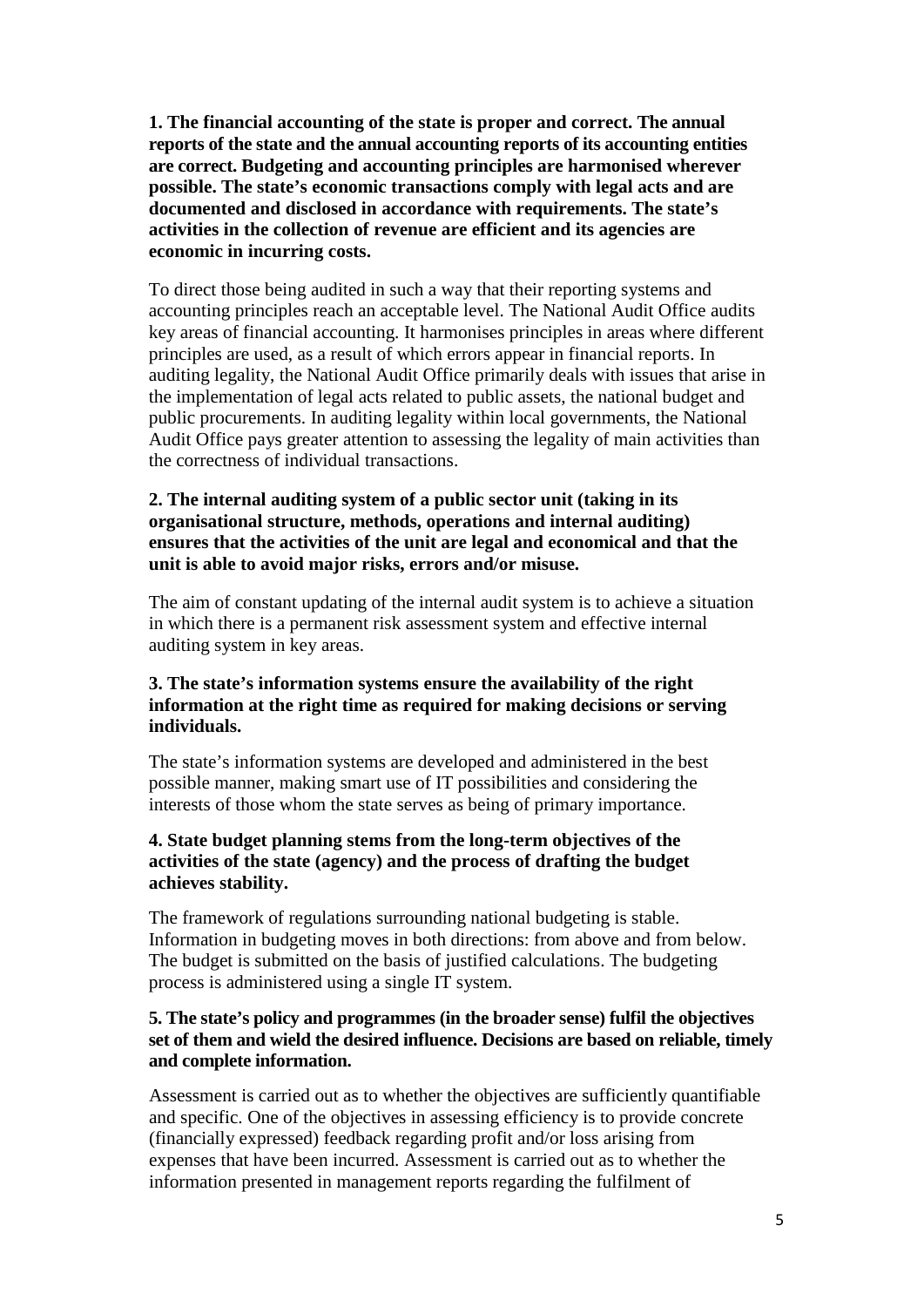**1. The financial accounting of the state is proper and correct. The annual reports of the state and the annual accounting reports of its accounting entities are correct. Budgeting and accounting principles are harmonised wherever possible. The state's economic transactions comply with legal acts and are documented and disclosed in accordance with requirements. The state's activities in the collection of revenue are efficient and its agencies are economic in incurring costs.**

To direct those being audited in such a way that their reporting systems and accounting principles reach an acceptable level. The National Audit Office audits key areas of financial accounting. It harmonises principles in areas where different principles are used, as a result of which errors appear in financial reports. In auditing legality, the National Audit Office primarily deals with issues that arise in the implementation of legal acts related to public assets, the national budget and public procurements. In auditing legality within local governments, the National Audit Office pays greater attention to assessing the legality of main activities than the correctness of individual transactions.

**2. The internal auditing system of a public sector unit (taking in its organisational structure, methods, operations and internal auditing) ensures that the activities of the unit are legal and economical and that the unit is able to avoid major risks, errors and/or misuse.**

The aim of constant updating of the internal audit system is to achieve a situation in which there is a permanent risk assessment system and effective internal auditing system in key areas.

**3. The state's information systems ensure the availability of the right information at the right time as required for making decisions or serving individuals.**

The state's information systems are developed and administered in the best possible manner, making smart use of IT possibilities and considering the interests of those whom the state serves as being of primary importance.

**4. State budget planning stems from the long-term objectives of the activities of the state (agency) and the process of drafting the budget achieves stability.**

The framework of regulations surrounding national budgeting is stable. Information in budgeting moves in both directions: from above and from below. The budget is submitted on the basis of justified calculations. The budgeting process is administered using a single IT system.

**5. The state's policy and programmes (in the broader sense) fulfil the objectives set of them and wield the desired influence. Decisions are based on reliable, timely and complete information.**

Assessment is carried out as to whether the objectives are sufficiently quantifiable and specific. One of the objectives in assessing efficiency is to provide concrete (financially expressed) feedback regarding profit and/or loss arising from expenses that have been incurred. Assessment is carried out as to whether the information presented in management reports regarding the fulfilment of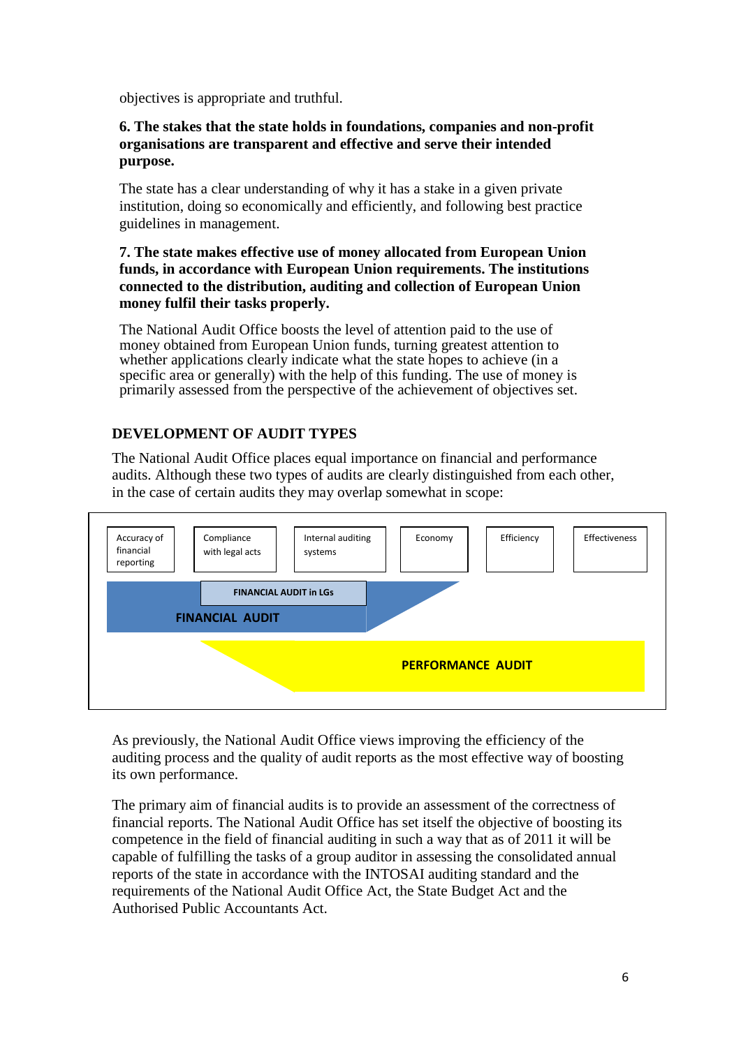objectives is appropriate and truthful.

**6. The stakes that the state holds in foundations, companies and non-profit organisations are transparent and effective and serve their intended purpose.**

The state has a clear understanding of why it has a stake in a given private institution, doing so economically and efficiently, and following best practice guidelines in management.

**7. The state makes effective use of money allocated from European Union funds, in accordance with European Union requirements. The institutions connected to the distribution, auditing and collection of European Union money fulfil their tasks properly.**

The National Audit Office boosts the level of attention paid to the use of money obtained from European Union funds, turning greatest attention to whether applications clearly indicate what the state hopes to achieve (in a specific area or generally) with the help of this funding. The use of money is primarily assessed from the perspective of the achievement of objectives set.

## DEVELOPMENT OF AUDIT TYPES

The National Audit Office places equal importance on financial and performance audits. Although these two types of audits are clearly distinguished from each other, in the case of certain audits they may overlap somewhat in scope:

| Accuracy of financial reporting | Compliance with legal acts | Internal auditing systems | Economy | Efficiency | Effectiveness |
|---|---|---|---|---|---|

FINANCIAL AUDIT in LGs

FINANCIAL AUDIT

PERFORMANCE AUDIT

As previously, the National Audit Office views improving the efficiency of the auditing process and the quality of audit reports as the most effective way of boosting its own performance.

The primary aim of financial audits is to provide an assessment of the correctness of financial reports. The National Audit Office has set itself the objective of boosting its competence in the field of financial auditing in such a way that as of 2011 it will be capable of fulfilling the tasks of a group auditor in assessing the consolidated annual reports of the state in accordance with the INTOSAI auditing standard and the requirements of the National Audit Office Act, the State Budget Act and the Authorised Public Accountants Act.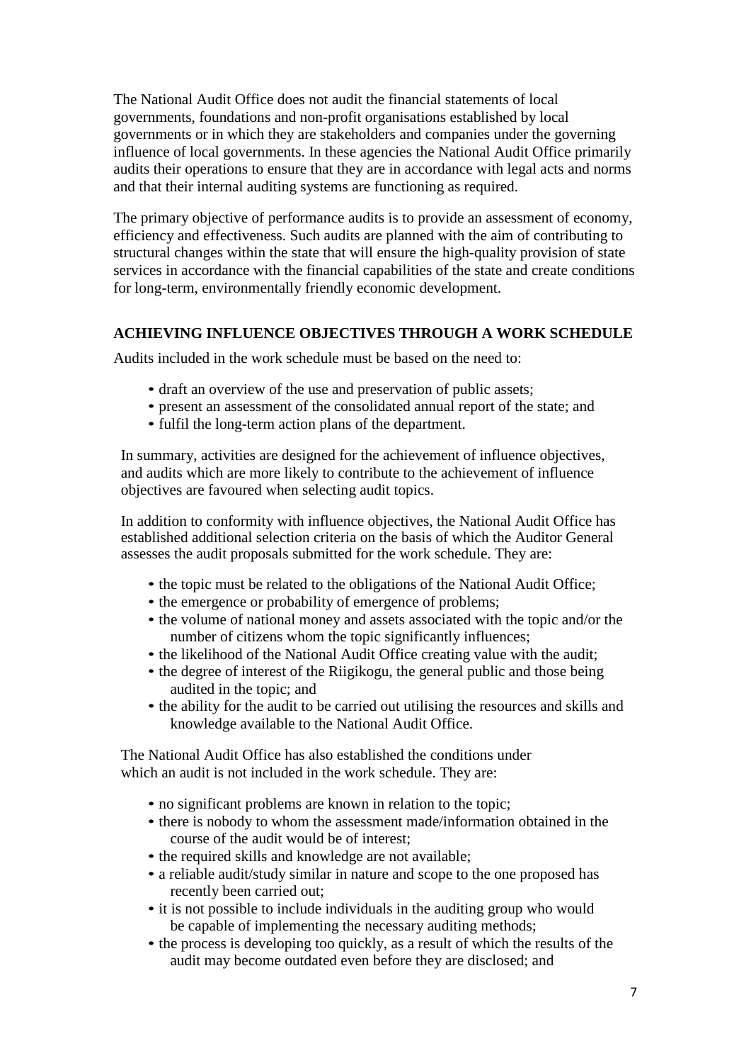The National Audit Office does not audit the financial statements of local governments, foundations and non-profit organisations established by local governments or in which they are stakeholders and companies under the governing influence of local governments. In these agencies the National Audit Office primarily audits their operations to ensure that they are in accordance with legal acts and norms and that their internal auditing systems are functioning as required.

The primary objective of performance audits is to provide an assessment of economy, efficiency and effectiveness. Such audits are planned with the aim of contributing to structural changes within the state that will ensure the high-quality provision of state services in accordance with the financial capabilities of the state and create conditions for long-term, environmentally friendly economic development.

## ACHIEVING INFLUENCE OBJECTIVES THROUGH A WORK SCHEDULE

Audits included in the work schedule must be based on the need to:

- draft an overview of the use and preservation of public assets;
- present an assessment of the consolidated annual report of the state; and
- fulfil the long-term action plans of the department.

In summary, activities are designed for the achievement of influence objectives, and audits which are more likely to contribute to the achievement of influence objectives are favoured when selecting audit topics.

In addition to conformity with influence objectives, the National Audit Office has established additional selection criteria on the basis of which the Auditor General assesses the audit proposals submitted for the work schedule. They are:

- the topic must be related to the obligations of the National Audit Office;
- the emergence or probability of emergence of problems;
- the volume of national money and assets associated with the topic and/or the number of citizens whom the topic significantly influences;
- the likelihood of the National Audit Office creating value with the audit;
- the degree of interest of the Riigikogu, the general public and those being audited in the topic; and
- the ability for the audit to be carried out utilising the resources and skills and knowledge available to the National Audit Office.

The National Audit Office has also established the conditions under which an audit is not included in the work schedule. They are:

- no significant problems are known in relation to the topic;
- there is nobody to whom the assessment made/information obtained in the course of the audit would be of interest;
- the required skills and knowledge are not available;
- a reliable audit/study similar in nature and scope to the one proposed has recently been carried out;
- it is not possible to include individuals in the auditing group who would be capable of implementing the necessary auditing methods;
- the process is developing too quickly, as a result of which the results of the audit may become outdated even before they are disclosed; and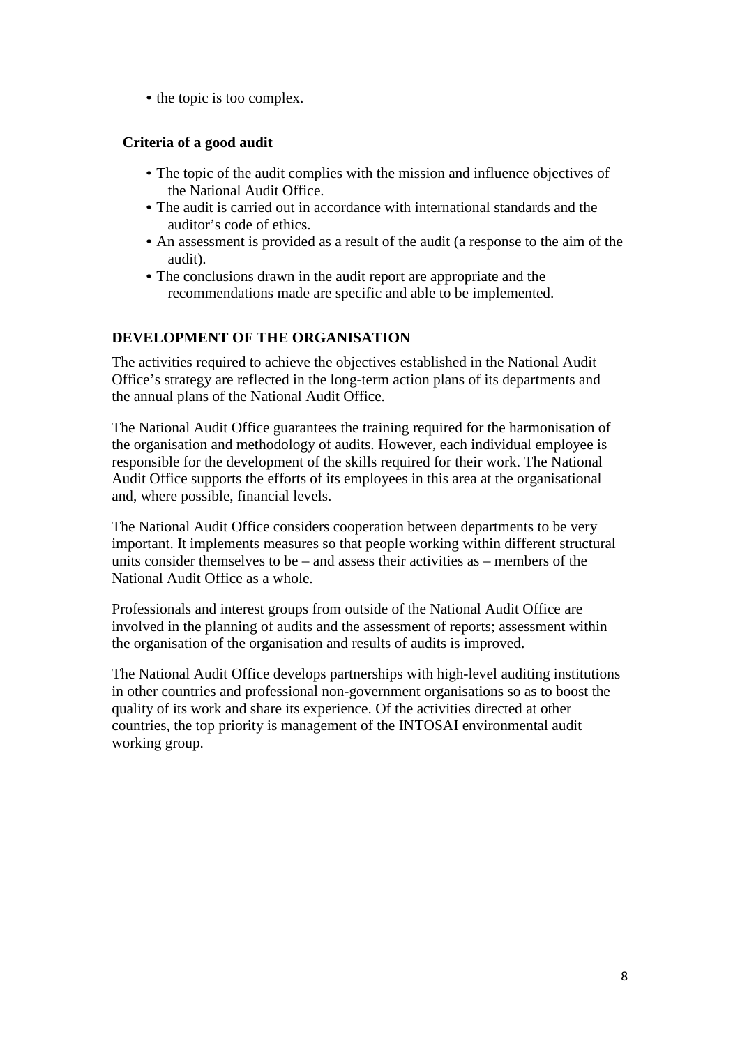- the topic is too complex.

**Criteria of a good audit**

- The topic of the audit complies with the mission and influence objectives of the National Audit Office.
- The audit is carried out in accordance with international standards and the auditor's code of ethics.
- An assessment is provided as a result of the audit (a response to the aim of the audit).
- The conclusions drawn in the audit report are appropriate and the recommendations made are specific and able to be implemented.

## DEVELOPMENT OF THE ORGANISATION

The activities required to achieve the objectives established in the National Audit Office's strategy are reflected in the long-term action plans of its departments and the annual plans of the National Audit Office.

The National Audit Office guarantees the training required for the harmonisation of the organisation and methodology of audits. However, each individual employee is responsible for the development of the skills required for their work. The National Audit Office supports the efforts of its employees in this area at the organisational and, where possible, financial levels.

The National Audit Office considers cooperation between departments to be very important. It implements measures so that people working within different structural units consider themselves to be – and assess their activities as – members of the National Audit Office as a whole.

Professionals and interest groups from outside of the National Audit Office are involved in the planning of audits and the assessment of reports; assessment within the organisation of the organisation and results of audits is improved.

The National Audit Office develops partnerships with high-level auditing institutions in other countries and professional non-government organisations so as to boost the quality of its work and share its experience. Of the activities directed at other countries, the top priority is management of the INTOSAI environmental audit working group.